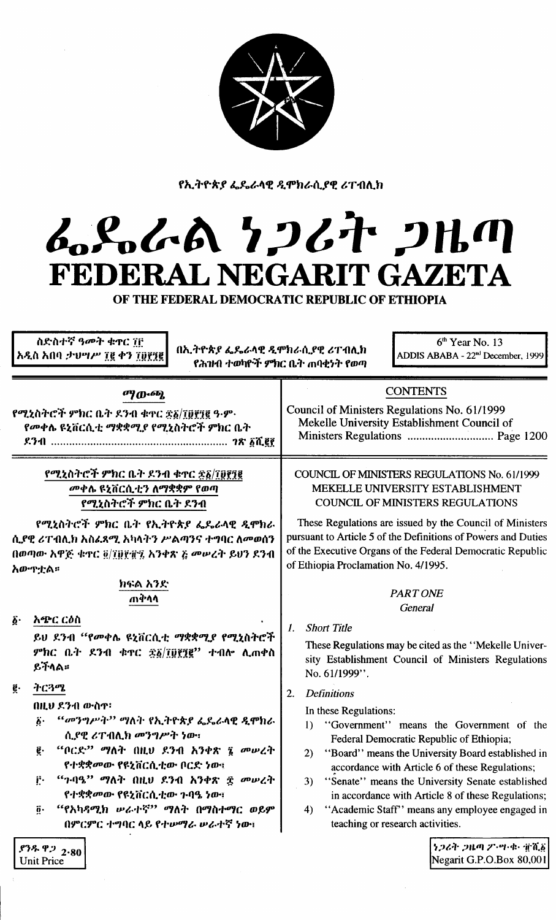የኢትዮጵያ ፌዴራላዊ ዲሞክራሲያዊ ሪፐብሊክ

# ፌዴራል ነጋሪት ጋዜጣ
# FEDERAL NEGARIT GAZETA
## OF THE FEDERAL DEMOCRATIC REPUBLIC OF ETHIOPIA

ስድስተኛ ዓመት ቁጥር ፲፫
አዲስ አበባ ታህሣሥ ፲፪ ቀን ፲፱፻፺፪

በኢትዮጵያ ፌዴራላዊ ዲሞክራሲያዊ ሪፐብሊክ
የሕዝብ ተወካዮች ምክር ቤት ጠባቂነት የወጣ

6th Year No. 13
ADDIS ABABA - 22nd December, 1999

### ማውጫ

የሚኒስትሮች ምክር ቤት ደንብ ቁጥር ፷፩/፲፱፻፺፪ ዓ.ም.
የመቀሌ ዩኒቨርሲቲ ማቋቋሚያ የሚኒስትሮች ምክር ቤት ደንብ ........................................................ ገጽ ፩ሺ፪፻

### CONTENTS

Council of Ministers Regulations No. 61/1999
Mekelle University Establishment Council of Ministers Regulations ............................ Page 1200

### የሚኒስትሮች ምክር ቤት ደንብ ቁጥር ፷፩/፲፱፻፺፪
### መቀሌ ዩኒቨርሲቲን ለማቋቋም የወጣ የሚኒስትሮች ምክር ቤት ደንብ

የሚኒስትሮች ምክር ቤት የኢትዮጵያ ፌዴራላዊ ዲሞክራሲያዊ ሪፐብሊክ አስፈጻሚ አካላትን ሥልጣንና ተግባር ለመወሰን በወጣው አዋጅ ቁጥር ፬/፲፱፻፹፯ አንቀጽ ፭ መሠረት ይህን ደንብ አውጥቷል።

### ክፍል አንድ
### ጠቅላላ

፩· አጭር ርዕስ

ይህ ደንብ "የመቀሌ ዩኒቨርሲቲ ማቋቋሚያ የሚኒስትሮች ምክር ቤት ደንብ ቁጥር ፷፩/፲፱፻፺፪" ተብሎ ሊጠቀስ ይችላል።

፪· ትርጓሜ

በዚህ ደንብ ውስጥ፣

፩· "መንግሥት" ማለት የኢትዮጵያ ፌዴራላዊ ዲሞክራሲያዊ ሪፐብሊክ መንግሥት ነው፣

፪· "ቦርድ" ማለት በዚህ ደንብ አንቀጽ ፮ መሠረት የተቋቋመው የዩኒቨርሲቲው ቦርድ ነው፣

፫· "ጉባዔ" ማለት በዚህ ደንብ አንቀጽ ፰ መሠረት የተቋቋመው የዩኒቨርሲቲው ጉባዔ ነው፣

፬· "የአካዳሚክ ሠራተኛ" ማለት በማስተማር ወይም በምርምር ተግባር ላይ የተሠማራ ሠራተኛ ነው፣

### COUNCIL OF MINISTERS REGULATIONS No. 61/1999
### MEKELLE UNIVERSITY ESTABLISHMENT COUNCIL OF MINISTERS REGULATIONS

These Regulations are issued by the Council of Ministers pursuant to Article 5 of the Definitions of Powers and Duties of the Executive Organs of the Federal Democratic Republic of Ethiopia Proclamation No. 4/1995.

### *PART ONE*
### *General*

1. *Short Title*

These Regulations may be cited as the "Mekelle University Establishment Council of Ministers Regulations No. 61/1999".

2. *Definitions*

In these Regulations:

1) "Government" means the Government of the Federal Democratic Republic of Ethiopia;
2) "Board" means the University Board established in accordance with Article 6 of these Regulations;
3) "Senate" means the University Senate established in accordance with Article 8 of these Regulations;
4) "Academic Staff" means any employee engaged in teaching or research activities.

ያንዱ ዋጋ 2·80
Unit Price

ነጋሪት ጋዜጣ ፖ·ሣ·ቁ· ፹ሺ፩
Negarit G.P.O.Box 80,001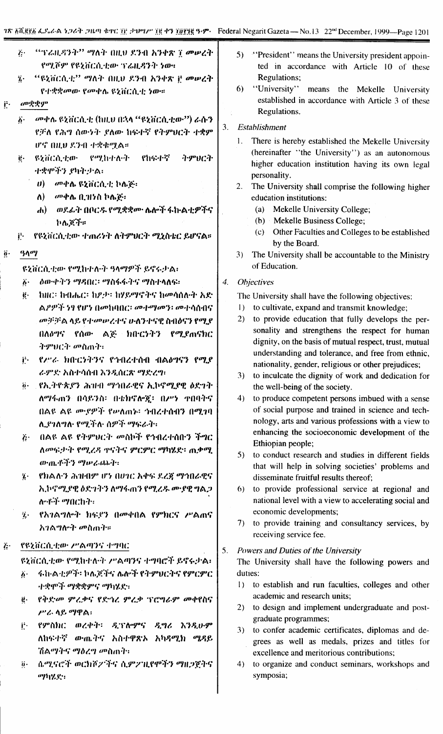፩· "ፕሬዚዳንት" ማለት በዚህ ደንብ አንቀጽ ፲ መሠረት የሚሾም የዩኒቨርሲቲው ፕሬዚዳንት ነው፡

፮· "ዩኒቨርሲቲ" ማለት በዚህ ደንብ አንቀጽ ፫ መሠረት የተቋቋመው የመቀሌ ዩኒቨርሲቲ ነው።

፫· መቋቋም

፩· መቀሌ ዩኒቨርሲቲ (ከዚህ በኋላ "ዩኒቨርሲቲው") ራሱን የቻለ የሕግ ሰውነት ያለው ከፍተኛ የትምህርት ተቋም ሆኖ በዚህ ደንብ ተቋቁሟል።

፪· ዩኒቨርሲቲው የሚከተሉት የከፍተኛ ትምህርት ተቋሞችን ያካትታል፡

ሀ) መቀሌ ዩኒቨርሲቲ ኮሌጅ፡

ለ) መቀሌ ቢዝነስ ኮሌጅ፡

ሐ) ወደፊት በቦርዱ የሚቋቋሙ ሌሎች ፋኩልቲዎችና ኮሌጆች።

፫· የዩኒቨርሲቲው ተጠሪነት ለትምህርት ሚኒስቴር ይሆናል።

፬· ዓላማ

ዩኒቨርሲቲው የሚከተሉት ዓላማዎች ይኖሩታል፡

፩· ዕውቀትን ማዳበር፡ ማስፋፋትና ማስተላለፍ፡

፪· ከዘር፡ ከብሔር፡ ከፆታ፡ ከሃይማኖትና ከመሳሰሉት አድልዎዎች ነፃ የሆነ በመከባበር፡ መተማመን፡ መተሳሰብና መቻቻል ላይ የተመሠረተና ሁለንተናዊ ስብዕናን የሚያበለፅግ የሰው ልጅ ክቡርነትን የሚያጠናክር ትምህርት መስጠት፡

፫· የሥራ ክቡርነትንና የኅብረተሰብ ብልፅግናን የሚያራምድ አስተሳሰብ እንዲሰርጽ ማድረግ፡

፬· የኢትዮጵያን ሕዝብ ማኅበራዊና ኢኮኖሚያዊ ዕድገት ለማፋጠን በሳይንስ፡ በቴክኖሎጂ፡ በሥነ ጥበብና በልዩ ልዩ ሙያዎች የሠለጠኑ፡ ኅብረተሰብን በሚገባ ሊያገለግሉ የሚችሉ ሰዎች ማፍራት፡

፭· በልዩ ልዩ የትምህርት መስኮች የኅብረተሰቡን ችግር ለመፍታት የሚረዳ ጥናትና ምርምር ማካሄድ፡ ጠቃሚ ውጤቶችን ማሠራጨት፡

፮· የክልሉን ሕዝብም ሆነ በሀገር አቀፍ ደረጃ ማኅበራዊና ኢኮኖሚያዊ ዕድገትን ለማፋጠን የሚረዱ ሙያዊ ግልጋሎቶች ማበርከት፡

፯· የአገልግሎት ክፍያን በመቀበል የምክርና ሥልጠና አገልግሎት መስጠት።

፭· የዩኒቨርሲቲው ሥልጣንና ተግባር

ዩኒቨርሲቲው የሚከተሉት ሥልጣንና ተግባሮች ይኖሩታል፡

፩· ፋኩልቲዎች፡ ኮሌጆችና ሌሎች የትምህርትና የምርምር ተቋሞች ማቋቋምና ማካሄድ፡

፪· የቅድመ ምረቃና የድኅረ ምረቃ ፕሮግራም መቀየስና ሥራ ላይ ማዋል፡

፫· የምስክር ወረቀት፡ ዲፕሎማና ዲግሪ እንዲሁም ለከፍተኛ ውጤትና አስተዋጽኦ አካዳሚክ ሜዳይ ሽልማትና ማዕረግ መስጠት፡

፬· ሴሚናሮች ወርክሾፖችና ሲምፖዚየሞችን ማዘጋጀትና ማካሄድ፡

5) "President" means the University president appointed in accordance with Article 10 of these Regulations;

6) "University" means the Mekelle University established in accordance with Article 3 of these Regulations.

3. *Establishment*

1. There is hereby established the Mekelle University (hereinafter "the University") as an autonomous higher education institution having its own legal personality.

2. The University shall comprise the following higher education institutions:
   (a) Mekelle University College;
   (b) Mekelle Business College;
   (c) Other Faculties and Colleges to be established by the Board.

3) The University shall be accountable to the Ministry of Education.

4. *Objectives*

The University shall have the following objectives:

1) to cultivate, expand and transmit knowledge;

2) to provide education that fully develops the personality and strengthens the respect for human dignity, on the basis of mutual respect, trust, mutual understanding and tolerance, and free from ethnic, nationality, gender, religious or other prejudices;

3) to inculcate the dignity of work and dedication for the well-being of the society.

4) to produce competent persons imbued with a sense of social purpose and trained in science and technology, arts and various professions with a view to enhancing the socioeconomic development of the Ethiopian people;

5) to conduct research and studies in different fields that will help in solving societies' problems and disseminate fruitful results thereof;

6) to provide professional service at regional and national level with a view to accelerating social and economic developments;

7) to provide training and consultancy services, by receiving service fee.

5. *Powers and Duties of the University*

The University shall have the following powers and duties:

1) to establish and run faculties, colleges and other academic and research units;

2) to design and implement undergraduate and postgraduate programmes;

3) to confer academic certificates, diplomas and degrees as well as medals, prizes and titles for excellence and meritorious contributions;

4) to organize and conduct seminars, workshops and symposia;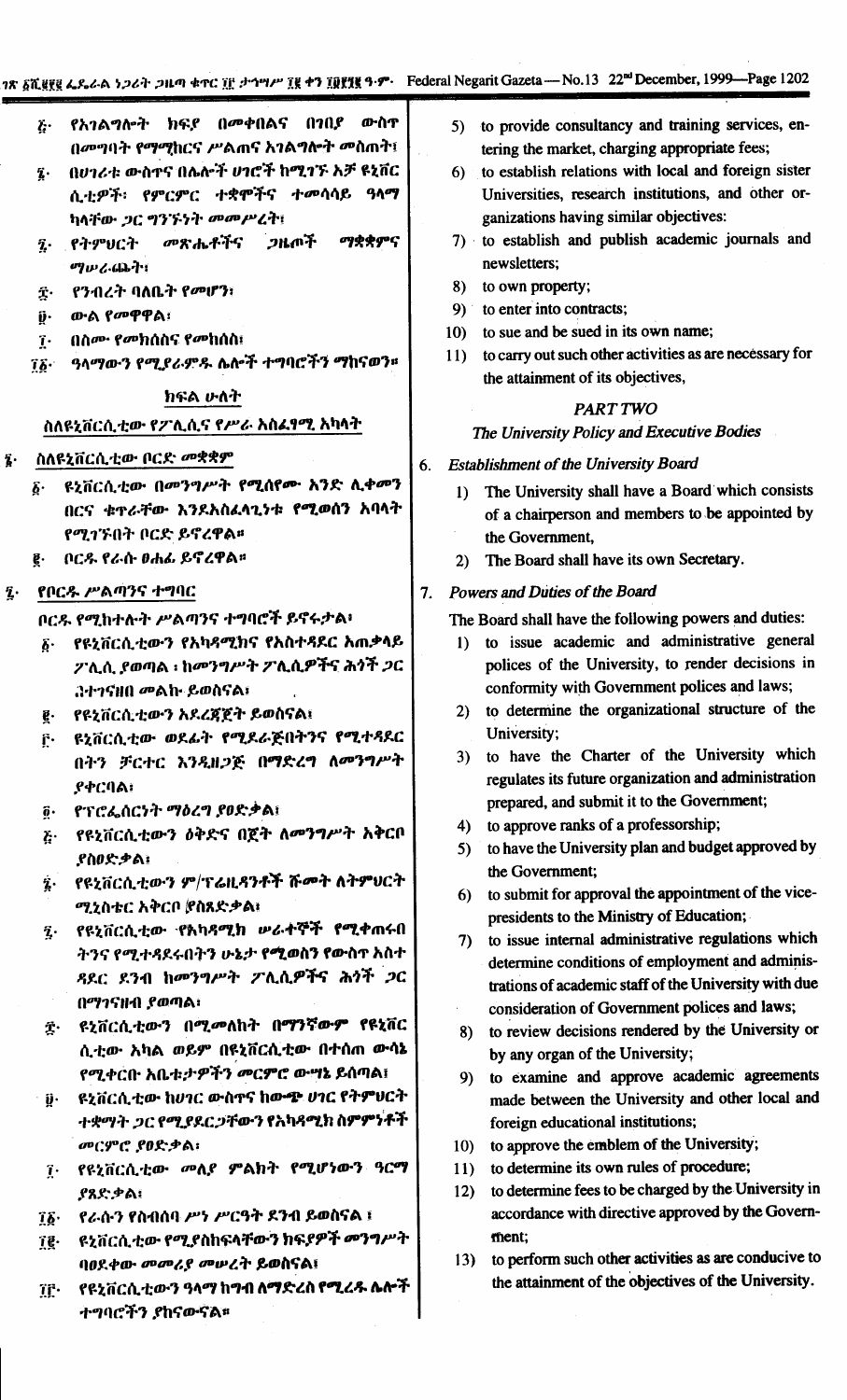፭· የአገልግሎት ክፍያ በመቀበልና በገበያ ውስጥ በመግባት የማማከርና ሥልጠና አገልግሎት መስጠት፤

፮· በሀገሪቱ ውስጥና በሌሎች ሀገሮች ከሚገኙ እኅት ዩኒቨርሲቲዎች፣ የምርምር ተቋሞችና ተመሳሳይ ዓላማ ካላቸው ጋር ግንኙነት መመሥረት፤

፯· የትምህርት መጽሔቶችና ጋዜጦች ማቋቋምና ማሠራጨት፤

፰· የንብረት ባለቤት የመሆን፤

፱· ውል የመዋዋል፤

፲· በስሙ የመክሰስና የመከሰስ፤

፲፩· ዓላማውን የሚያራምዱ ሌሎች ተግባሮችን ማከናወን።

## ክፍል ሁለት

### ስለዩኒቨርሲቲው የፖሊሲና የሥራ አስፈፃሚ አካላት

፮· ስለዩኒቨርሲቲው ቦርድ መቋቋም

፩· ዩኒቨርሲቲው በመንግሥት የሚሰየሙ አንድ ሊቀመንበርና ቁጥራቸው እንደአስፈላጊነቱ የሚወሰን አባላት የሚገኙበት ቦርድ ይኖረዋል።

፪· ቦርዱ የራሱ ፀሐፊ ይኖረዋል።

፯· የቦርዱ ሥልጣንና ተግባር

ቦርዱ የሚከተሉት ሥልጣንና ተግባሮች ይኖሩታል፤

፩· የዩኒቨርሲቲውን የአካዳሚክና የአስተዳደር አጠቃላይ ፖሊሲ ያወጣል ፡ ከመንግሥት ፖሊሲዎችና ሕጎች ጋር ተገናዝበ መልክ ይወስናል፤

፪· የዩኒቨርሲቲውን አደረጃጀት ይወስናል፤

፫· ዩኒቨርሲቲው ወደፊት የሚደራጅበትንና የሚተዳደርበትን ቻርተር እንዲዘጋጅ በማድረግ ለመንግሥት ያቀርባል፤

፬· የፕሮፌሰርነት ማዕረግ ያፀድቃል፤

፭· የዩኒቨርሲቲውን ዕቅድና በጀት ለመንግሥት አቅርቦ ያስፀድቃል፤

፮· የዩኒቨርሲቲውን ም/ፕሬዚዳንቶች ሹመት ለትምህርት ሚኒስቴር አቅርቦ ያስጸድቃል፤

፯· የዩኒቨርሲቲው የአካዳሚክ ሠራተኞች የሚቀጠሩበትንና የሚተዳደሩበትን ሁኔታ የሚወስን የውስጥ አስተዳደር ደንብ ከመንግሥት ፖሊሲዎችና ሕጎች ጋር በማገናዘብ ያወጣል፤

፰· ዩኒቨርሲቲውን በሚመለከት በማንኛውም የዩኒቨርሲቲው አካል ወይም በዩኒቨርሲቲው በተሰጠ ውሳኔ የሚቀርቡ አቤቱታዎችን መርምሮ ውሣኔ ይሰጣል፤

፱· ዩኒቨርሲቲው ከሀገር ውስጥና ከውጭ ሀገር የትምህርት ተቋማት ጋር የሚያደርጋቸውን የአካዳሚክ ስምምነቶች መርምሮ ያፀድቃል፤

፲· የዩኒቨርሲቲው መለያ ምልክት የሚሆነውን ዓርማ ያጸድቃል፤

፲፩· የራሱን የስብሰባ ሥነ ሥርዓት ደንብ ይወስናል ፤

፲፪· ዩኒቨርሲቲው የሚያስከፍላቸውን ክፍያዎች መንግሥት ባፀደቀው መመሪያ መሠረት ይወስናል፤

፲፫· የዩኒቨርሲቲውን ዓላማ ከግብ ለማድረስ የሚረዱ ሌሎች ተግባሮችን ያከናውናል።

5) to provide consultancy and training services, entering the market, charging appropriate fees;

6) to establish relations with local and foreign sister Universities, research institutions, and other organizations having similar objectives:

7) to establish and publish academic journals and newsletters;

8) to own property;

9) to enter into contracts;

10) to sue and be sued in its own name;

11) to carry out such other activities as are necessary for the attainment of its objectives,

## *PART TWO*

### *The University Policy and Executive Bodies*

6. *Establishment of the University Board*

1) The University shall have a Board which consists of a chairperson and members to be appointed by the Government,

2) The Board shall have its own Secretary.

7. *Powers and Duties of the Board*

The Board shall have the following powers and duties:

1) to issue academic and administrative general polices of the University, to render decisions in conformity with Government polices and laws;

2) to determine the organizational structure of the University;

3) to have the Charter of the University which regulates its future organization and administration prepared, and submit it to the Government;

4) to approve ranks of a professorship;

5) to have the University plan and budget approved by the Government;

6) to submit for approval the appointment of the vice-presidents to the Ministry of Education;

7) to issue internal administrative regulations which determine conditions of employment and administrations of academic staff of the University with due consideration of Government polices and laws;

8) to review decisions rendered by the University or by any organ of the University;

9) to examine and approve academic agreements made between the University and other local and foreign educational institutions;

10) to approve the emblem of the University;

11) to determine its own rules of procedure;

12) to determine fees to be charged by the University in accordance with directive approved by the Government;

13) to perform such other activities as are conducive to the attainment of the objectives of the University.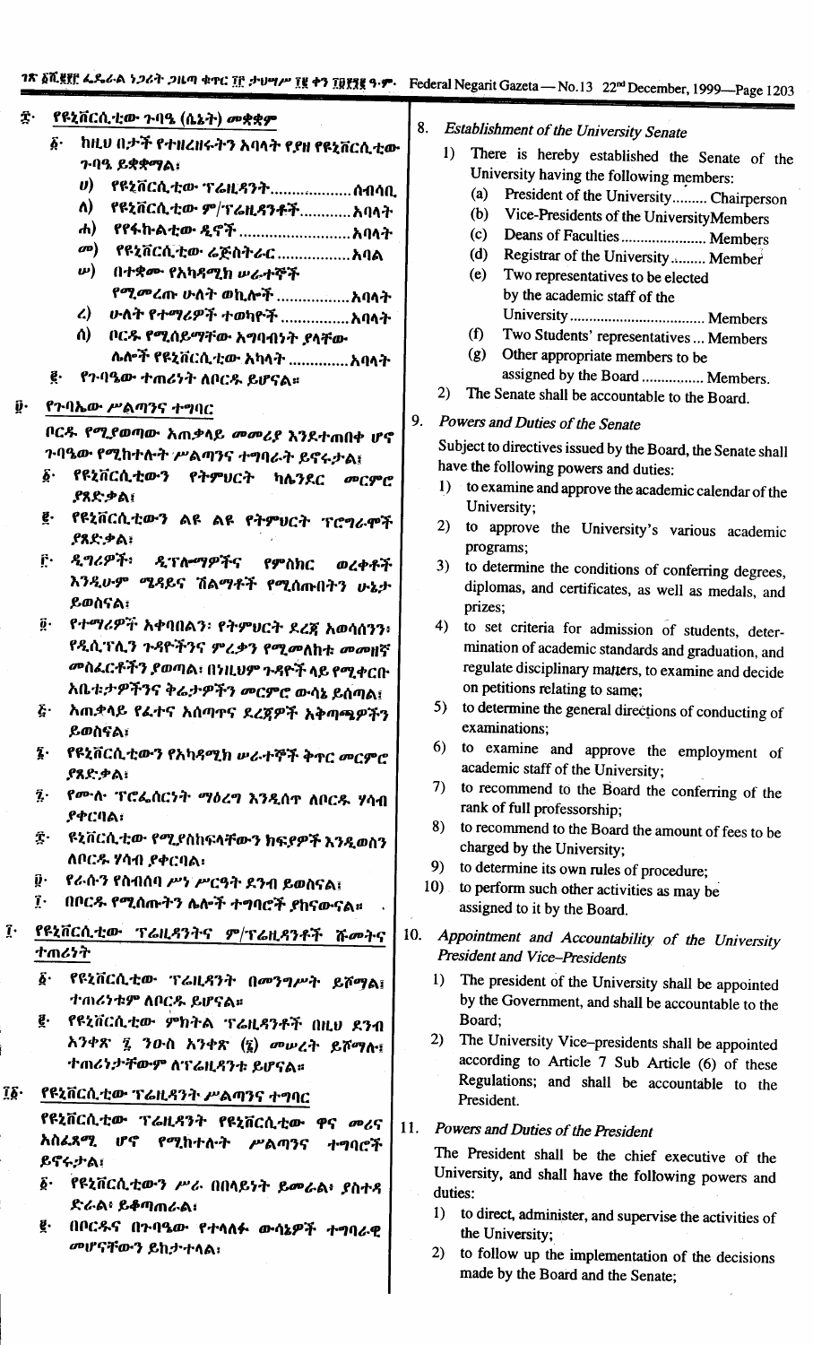፰· የዩኒቨርሲቲው ጉባዔ (ሴኔት) መቋቋም

፩· ከዚህ በታች የተዘረዘሩትን አባላት የያዘ የዩኒቨርሲቲው ጉባዔ ይቋቋማል፤

ሀ) የዩኒቨርሲቲው ፕሬዚዳንት...................ሰብሳቢ

ለ) የዩኒቨርሲቲው ም/ፕሬዚዳንቶች............አባላት

ሐ) የፋኩልቲው ዲኖች..........................አባላት

መ) የዩኒቨርሲቲው ሬጅስትራር.................አባል

ሠ) በተቋሙ የአካዳሚክ ሠራተኞች የሚመረጡ ሁለት ወኪሎች.................አባላት

ረ) ሁለት የተማሪዎች ተወካዮች................አባላት

ሰ) ቦርዱ የሚሰይማቸው አግባብነት ያላቸው ሌሎች የዩኒቨርሲቲው አካላት..............አባላት

፪· የጉባዔው ተጠሪነት ለቦርዱ ይሆናል።

፱· የጉባኤው ሥልጣንና ተግባር

ቦርዱ የሚያወጣው አጠቃላይ መመሪያ እንደተጠበቀ ሆኖ ጉባዔው የሚከተሉት ሥልጣንና ተግባራት ይኖሩታል፤

፩· የዩኒቨርሲቲውን የትምህርት ካሌንደር መርምሮ ያጸድቃል፤

፪· የዩኒቨርሲቲውን ልዩ ልዩ የትምህርት ፕሮግራሞች ያጸድቃል፤

፫· ዲግሪዎች፣ ዲፕሎማዎችና የምስክር ወረቀቶች እንዲሁም ሜዳዩና ሽልማቶች የሚሰጡበትን ሁኔታ ይወስናል፤

፬· የተማሪዎች አቀባበልን፣ የትምህርት ደረጃ አወሳሰንን፣ የዲሲፕሊን ጉዳዮችንና ምረቃን የሚመለከቱ መመዘኛ መስፈርቶችን ያወጣል፤ በነዚህም ጉዳዮች ላይ የሚቀርቡ አቤቱታዎችንና ቅሬታዎችን መርምሮ ውሳኔ ይሰጣል፤

፭· አጠቃላይ የፈተና አሰጣጥ ደረጃዎች አቅጣጫዎችን ይወስናል፤

፮· የዩኒቨርሲቲውን የአካዳሚክ ሠራተኞች ቅጥር መርምሮ ያጸድቃል፤

፯· የሙሉ ፕሮፌሰርነት ማዕረግ እንዲሰጥ ለቦርዱ ሃሳብ ያቀርባል፤

፰· ዩኒቨርሲቲው የሚያስከፍላቸውን ክፍያዎች እንዲወስን ለቦርዱ ሃሳብ ያቀርባል፤

፱· የራሱን የስብሰባ ሥነ ሥርዓት ደንብ ይወስናል፤

፲· በቦርዱ የሚሰጡትን ሌሎች ተግባሮች ያከናውናል።

፲· የዩኒቨርሲቲው ፕሬዚዳንትና ም/ፕሬዚዳንቶች ሹመትና ተጠሪነት

፩· የዩኒቨርሲቲው ፕሬዚዳንት በመንግሥት ይሾማል፤ ተጠሪነቱም ለቦርዱ ይሆናል።

፪· የዩኒቨርሲቲው ምክትል ፕሬዚዳንቶች በዚህ ደንብ አንቀጽ ፯ ንዑስ አንቀጽ (፮) መሠረት ይሾማሉ፤ ተጠሪነታቸውም ለፕሬዚዳንቱ ይሆናል።

፲፩· የዩኒቨርሲቲው ፕሬዚዳንት ሥልጣንና ተግባር

የዩኒቨርሲቲው ፕሬዚዳንት የዩኒቨርሲቲው ዋና መሪና አስፈጻሚ ሆኖ የሚከተሉት ሥልጣንና ተግባሮች ይኖሩታል፤

፩· የዩኒቨርሲቲውን ሥራ በበላይነት ይመራል፤ ያስተዳድራል፤ ይቆጣጠራል፤

፪· በቦርዱና በጉባዔው የተላለፉ ውሳኔዎች ተግባራዊ መሆናቸውን ይከታተላል፤

8. *Establishment of the University Senate*

1) There is hereby established the Senate of the University having the following members:
   (a) President of the University......... Chairperson
   (b) Vice-Presidents of the University Members
   (c) Deans of Faculties...................... Members
   (d) Registrar of the University......... Member
   (e) Two representatives to be elected by the academic staff of the University.................................. Members
   (f) Two Students' representatives ... Members
   (g) Other appropriate members to be assigned by the Board ................ Members.
2) The Senate shall be accountable to the Board.

9. *Powers and Duties of the Senate*

Subject to directives issued by the Board, the Senate shall have the following powers and duties:

1) to examine and approve the academic calendar of the University;
2) to approve the University's various academic programs;
3) to determine the conditions of conferring degrees, diplomas, and certificates, as well as medals, and prizes;
4) to set criteria for admission of students, determination of academic standards and graduation, and regulate disciplinary matters, to examine and decide on petitions relating to same;
5) to determine the general directions of conducting of examinations;
6) to examine and approve the employment of academic staff of the University;
7) to recommend to the Board the conferring of the rank of full professorship;
8) to recommend to the Board the amount of fees to be charged by the University;
9) to determine its own rules of procedure;
10) to perform such other activities as may be assigned to it by the Board.

10. *Appointment and Accountability of the University President and Vice-Presidents*

1) The president of the University shall be appointed by the Government, and shall be accountable to the Board;
2) The University Vice-presidents shall be appointed according to Article 7 Sub Article (6) of these Regulations; and shall be accountable to the President.

11. *Powers and Duties of the President*

The President shall be the chief executive of the University, and shall have the following powers and duties:

1) to direct, administer, and supervise the activities of the University;
2) to follow up the implementation of the decisions made by the Board and the Senate;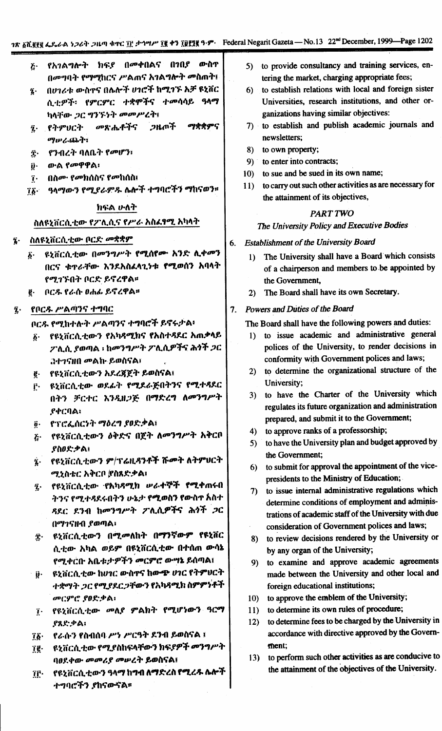፩· የአገልግሎት ክፍያ በመቀበልና በገበያ ውስጥ በመግባት የማማከርና ሥልጠና አገልግሎት መስጠት፣

፮· በሀገሪቱ ውስጥና በሌሎች ሀገሮች ከሚገኙ እኅት ዩኒቨር ሲቲዎች፣ የምርምር ተቋሞችና ተመሳሳይ ዓላማ ካላቸው ጋር ግንኙነት መመሥረት፣

፯· የትምህርት መጽሔቶችና ጋዜጦች ማቋቋምና ማሠራጨት፣

፰· የንብረት ባለቤት የመሆን፣

፱· ውል የመዋዋል፣

፲· በስሙ የመክሰስና የመከሰስ፣

፲፩· ዓላማውን የሚያራምዱ ሌሎች ተግባሮችን ማከናወን።

## ክፍል ሁለት

### ስለዩኒቨርሲቲው የፖሊሲና የሥራ አስፈጻሚ አካላት

፮· ስለዩኒቨርሲቲው ቦርድ መቋቋም

፩· ዩኒቨርሲቲው በመንግሥት የሚሰየሙ አንድ ሊቀመንበርና ቁጥራቸው እንደአስፈላጊነቱ የሚወሰን አባላት የሚገኙበት ቦርድ ይኖረዋል።

፪· ቦርዱ የራሱ ፀሐፊ ይኖረዋል።

፯· የቦርዱ ሥልጣንና ተግባር

ቦርዱ የሚከተሉት ሥልጣንና ተግባሮች ይኖሩታል፤

፩· የዩኒቨርሲቲውን የአካዳሚክና የአስተዳደር አጠቃላይ ፖሊሲ ያወጣል ፤ ከመንግሥት ፖሊሲዎችና ሕጎች ጋር ጎተገናዘበ መልኩ ይወስናል፤

፪· የዩኒቨርሲቲውን አደረጃጀት ይወስናል፤

፫· ዩኒቨርሲቲው ወደፊት የሚደራጅበትንና የሚተዳደር በትን ቻርተር እንዲዘጋጅ በማድረግ ለመንግሥት ያቀርባል፤

፬· የፕሮፌሰርነት ማዕረግ ያፀድቃል፤

፭· የዩኒቨርሲቲውን ዕቅድና በጀት ለመንግሥት አቅርቦ ያስፀድቃል፤

፮· የዩኒቨርሲቲውን ም/ፕሬዚዳንቶች ሹመት ለትምህርት ሚኒስቴር አቅርቦ ያስጸድቃል፤

፯· የዩኒቨርሲቲው የአካዳሚክ ሠራተኞች የሚቀጠሩበ ትንና የሚተዳደሩበትን ሁኔታ የሚወስን የውስጥ አስተ ዳደር ደንብ ከመንግሥት ፖሊሲዎችና ሕጎች ጋር በማገናዘብ ያወጣል፤

፰· ዩኒቨርሲቲውን በሚመለከት በማንኛውም የዩኒቨር ሲቲው አካል ወይም በዩኒቨርሲቲው በተሰጠ ውሳኔ የሚቀርቡ አቤቱታዎችን መርምሮ ውሣኔ ይሰጣል፤

፱· ዩኒቨርሲቲው ከሀገር ውስጥና ከውጭ ሀገር የትምህርት ተቋማት ጋር የሚያደርጋቸውን የአካዳሚክ ስምምነቶች መርምሮ ያፀድቃል፤

፲· የዩኒቨርሲቲው መለያ ምልክት የሚሆነውን ዓርማ ያጸድቃል፤

፲፩· የራሱን የስብሰባ ሥነ ሥርዓት ደንብ ይወስናል ፤

፲፪· ዩኒቨርሲቲው የሚያስከፍላቸውን ክፍያዎች መንግሥት ባፀደቀው መመሪያ መሠረት ይወስናል፤

፲፫· የዩኒቨርሲቲውን ዓላማ ከግብ ለማድረስ የሚረዱ ሌሎች ተግባሮችን ያከናውናል።

5) to provide consultancy and training services, entering the market, charging appropriate fees;

6) to establish relations with local and foreign sister Universities, research institutions, and other organizations having similar objectives:

7) to establish and publish academic journals and newsletters;

8) to own property;

9) to enter into contracts;

10) to sue and be sued in its own name;

11) to carry out such other activities as are necessary for the attainment of its objectives,

## PART TWO

### *The University Policy and Executive Bodies*

6. *Establishment of the University Board*

1) The University shall have a Board which consists of a chairperson and members to be appointed by the Government,

2) The Board shall have its own Secretary.

7. *Powers and Duties of the Board*

The Board shall have the following powers and duties:

1) to issue academic and administrative general polices of the University, to render decisions in conformity with Government polices and laws;

2) to determine the organizational structure of the University;

3) to have the Charter of the University which regulates its future organization and administration prepared, and submit it to the Government;

4) to approve ranks of a professorship;

5) to have the University plan and budget approved by the Government;

6) to submit for approval the appointment of the vice-presidents to the Ministry of Education;

7) to issue internal administrative regulations which determine conditions of employment and administrations of academic staff of the University with due consideration of Government polices and laws;

8) to review decisions rendered by the University or by any organ of the University;

9) to examine and approve academic agreements made between the University and other local and foreign educational institutions;

10) to approve the emblem of the University;

11) to determine its own rules of procedure;

12) to determine fees to be charged by the University in accordance with directive approved by the Government;

13) to perform such other activities as are conducive to the attainment of the objectives of the University.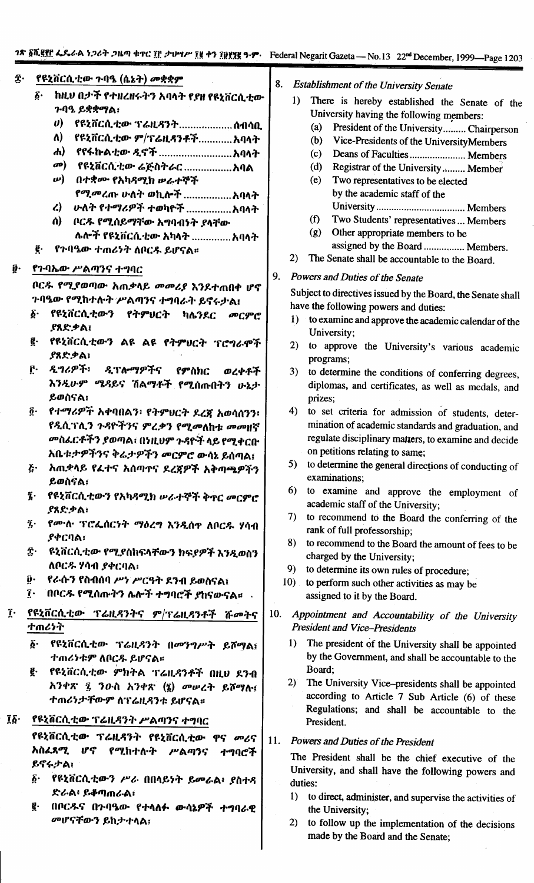፰· የዩኒቨርሲቲው ጉባዔ (ሴኔት) መቋቋም

፩· ከዚህ በታች የተዘረዘሩትን አባላት የያዘ የዩኒቨርሲቲው ጉባዔ ይቋቋማል፤

ሀ) የዩኒቨርሲቲው ፕሬዚዳንት.................. ሰብሳቢ

ለ) የዩኒቨርሲቲው ም/ፕሬዚዳንቶች............አባላት

ሐ) የፋኩልቲው ዲኖች ..........................አባላት

መ) የዩኒቨርሲቲው ሬጅስትራር .................አባል

ሠ) በተቋሙ የአካዳሚክ ሠራተኞች የሚመረጡ ሁለት ወኪሎች .................አባላት

ረ) ሁለት የተማሪዎች ተወካዮች ................አባላት

ሰ) ቦርዱ የሚሰይማቸው አግባብነት ያላቸው ሌሎች የዩኒቨርሲቲው አካላት ..............አባላት

፪· የጉባዔው ተጠሪነት ለቦርዱ ይሆናል።

፱· የጉባኤው ሥልጣንና ተግባር

ቦርዱ የሚያወጣው አጠቃላይ መመሪያ እንደተጠበቀ ሆኖ ጉባዔው የሚከተሉት ሥልጣንና ተግባራት ይኖሩታል፤

፩· የዩኒቨርሲቲውን የትምህርት ካሌንደር መርምሮ ያጸድቃል፤

፪· የዩኒቨርሲቲውን ልዩ ልዩ የትምህርት ፕሮግራሞች ያጸድቃል፤

፫· ዲግሪዎች፣ ዲፕሎማዎችና የምስክር ወረቀቶች እንዲሁም ሜዳይና ሽልማቶች የሚሰጡበትን ሁኔታ ይወስናል፤

፬· የተማሪዎች አቀባበልን፣ የትምህርት ደረጃ አወሳሰንን፣ የዲሲፕሊን ጉዳዮችንና ምረቃን የሚመለከቱ መመዘኛ መስፈርቶችን ያወጣል፤ በነዚህም ጉዳዮች ላይ የሚቀርቡ አቤቱታዎችንና ቅሬታዎችን መርምሮ ውሳኔ ይሰጣል፤

፭· አጠቃላይ የፈተና አሰጣጥና ደረጃዎች አቅጣጫዎችን ይወስናል፤

፮· የዩኒቨርሲቲውን የአካዳሚክ ሠራተኞች ቅጥር መርምሮ ያጸድቃል፤

፯· የሙሉ ፕሮፌሰርነት ማዕረግ እንዲሰጥ ለቦርዱ ሃሳብ ያቀርባል፤

፰· ዩኒቨርሲቲው የሚያስከፍላቸውን ክፍያዎች እንዲወስን ለቦርዱ ሃሳብ ያቀርባል፤

፱· የራሱን የስብሰባ ሥነ ሥርዓት ደንብ ይወስናል፤

፲· በቦርዱ የሚሰጡትን ሌሎች ተግባሮች ያከናውናል።

፲· የዩኒቨርሲቲው ፕሬዚዳንትና ም/ፕሬዚዳንቶች ሹመትና ተጠሪነት

፩· የዩኒቨርሲቲው ፕሬዚዳንት በመንግሥት ይሾማል፤ ተጠሪነቱም ለቦርዱ ይሆናል።

፪· የዩኒቨርሲቲው ምክትል ፕሬዚዳንቶች በዚህ ደንብ አንቀጽ ፯ ንዑስ አንቀጽ (፮) መሠረት ይሾማሉ፤ ተጠሪነታቸውም ለፕሬዚዳንቱ ይሆናል።

፲፩· የዩኒቨርሲቲው ፕሬዚዳንት ሥልጣንና ተግባር

የዩኒቨርሲቲው ፕሬዚዳንት የዩኒቨርሲቲው ዋና መሪና አስፈጻሚ ሆኖ የሚከተሉት ሥልጣንና ተግባሮች ይኖሩታል፤

፩· የዩኒቨርሲቲውን ሥራ በበላይነት ይመራል፣ ያስተዳድራል፣ ይቆጣጠራል፤

፪· በቦርዱና በጉባዔው የተላለፉ ውሳኔዎች ተግባራዊ መሆናቸውን ይከታተላል፤

8. *Establishment of the University Senate*

1) There is hereby established the Senate of the University having the following members:
   (a) President of the University......... Chairperson
   (b) Vice-Presidents of the University Members
   (c) Deans of Faculties...................... Members
   (d) Registrar of the University......... Member
   (e) Two representatives to be elected by the academic staff of the University................................... Members
   (f) Two Students' representatives... Members
   (g) Other appropriate members to be assigned by the Board ................ Members.
2) The Senate shall be accountable to the Board.

9. *Powers and Duties of the Senate*

Subject to directives issued by the Board, the Senate shall have the following powers and duties:

1) to examine and approve the academic calendar of the University;
2) to approve the University's various academic programs;
3) to determine the conditions of conferring degrees, diplomas, and certificates, as well as medals, and prizes;
4) to set criteria for admission of students, determination of academic standards and graduation, and regulate disciplinary matters, to examine and decide on petitions relating to same;
5) to determine the general directions of conducting of examinations;
6) to examine and approve the employment of academic staff of the University;
7) to recommend to the Board the conferring of the rank of full professorship;
8) to recommend to the Board the amount of fees to be charged by the University;
9) to determine its own rules of procedure;
10) to perform such other activities as may be assigned to it by the Board.

10. *Appointment and Accountability of the University President and Vice-Presidents*

1) The president of the University shall be appointed by the Government, and shall be accountable to the Board;
2) The University Vice-presidents shall be appointed according to Article 7 Sub Article (6) of these Regulations; and shall be accountable to the President.

11. *Powers and Duties of the President*

The President shall be the chief executive of the University, and shall have the following powers and duties:

1) to direct, administer, and supervise the activities of the University;
2) to follow up the implementation of the decisions made by the Board and the Senate;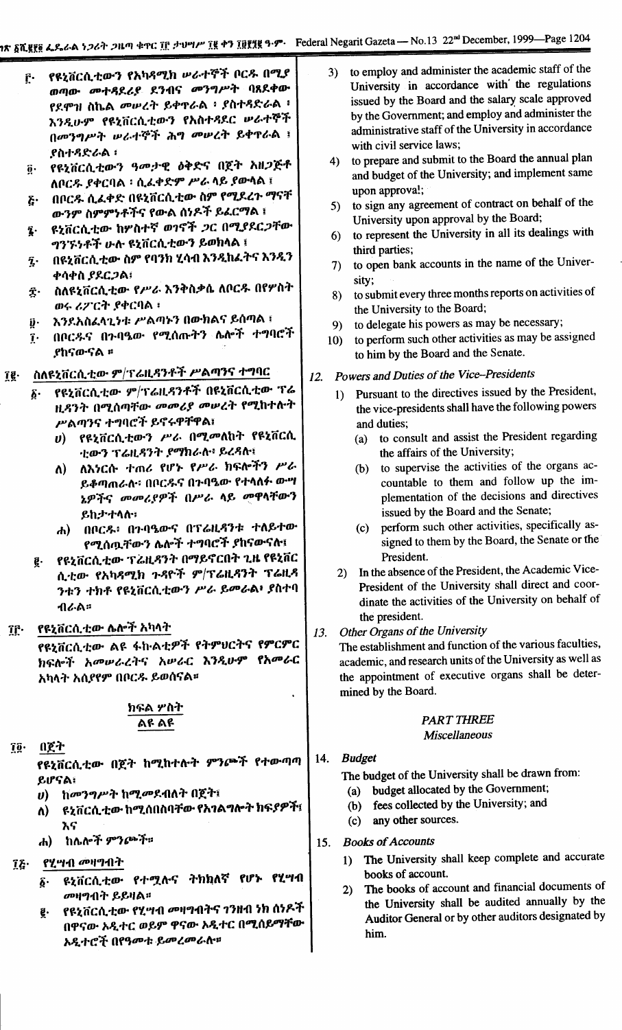፫· የዩኒቨርሲቲውን የአካዳሚክ ሠራተኞች ቦርዱ በሚያወጣው መተዳደሪያ ደንብና መንግሥት ባጸደቀው የደሞዝ ስኬል መሠረት ይቀጥራል ፤ ያስተዳድራል ፤ እንዲሁም የዩኒቨርሲቲውን የአስተዳደር ሠራተኞች በመንግሥት ሠራተኞች ሕግ መሠረት ይቀጥራል ፤ ያስተዳድራል ፤

፬· የዩኒቨርሲቲውን ዓመታዊ ዕቅድና በጀት አዘጋጅቶ ለቦርዱ ያቀርባል ፤ ሲፈቀድም ሥራ ላይ ያውላል ፤

፭· በቦርዱ ሲፈቀድ በዩኒቨርሲቲው ስም የሚደረጉ ማናቸውንም ስምምነቶችና የውል ሰነዶች ይፈርማል ፤

፮· ዩኒቨርሲቲው ከሦስተኛ ወገኖች ጋር በሚያደርጋቸው ግንኙነቶች ሁሉ ዩኒቨርሲቲውን ይወክላል ፤

፯· በዩኒቨርሲቲው ስም የባንክ ሂሳብ እንዲከፈትና እንዲንቀሳቀስ ያደርጋል፤

፰· ስለዩኒቨርሲቲው የሥራ እንቅስቃሴ ለቦርዱ በየሦስት ወሩ ሪፖርት ያቀርባል ፤

፱· እንደአስፈላጊነቱ ሥልጣኑን በውክልና ይሰጣል ፤

፲· በቦርዱና በጉባዔው የሚሰጡትን ሌሎች ተግባሮች ያከናውናል ።

፲፪· ስለዩኒቨርሲቲው ም/ፕሬዚዳንቶች ሥልጣንና ተግባር

፩· የዩኒቨርሲቲው ም/ፕሬዚዳንቶች በዩኒቨርሲቲው ፕሬዚዳንት በሚሰጣቸው መመሪያ መሠረት የሚከተሉት ሥልጣንና ተግባሮች ይኖሩዋቸዋል፤

ሀ) የዩኒቨርሲቲውን ሥራ በሚመለከት የዩኒቨርሲቲውን ፕሬዚዳንት ያማክራሉ፤ ይረዳሉ፤

ለ) ለእነርሱ ተጠሪ የሆኑ የሥራ ክፍሎችን ሥራ ይቆጣጠራሉ፤ በቦርዱና በጉባዔው የተላለፉ ውሣኔዎችና መመሪያዎች በሥራ ላይ መዋላቸውን ይከታተላሉ፤

ሐ) በቦርዱ፣ በጉባዔውና በፕሬዚዳንቱ ተለይተው የሚሰጧቸውን ሌሎች ተግባሮች ያከናውናሉ፤

፪· የዩኒቨርሲቲው ፕሬዚዳንት በማይኖርበት ጊዜ የዩኒቨርሲቲው የአካዳሚክ ጉዳዮች ም/ፕሬዚዳንት ፕሬዚዳንቱን ተክቶ የዩኒቨርሲቲውን ሥራ ይመራል፣ ያስተባብራል።

፲፫· የዩኒቨርሲቲው ሌሎች አካላት

የዩኒቨርሲቲው ልዩ ፋኩልቲዎች የትምህርትና የምርምር ክፍሎች አመሠራረትና አሠራር እንዲሁም የአመራር አካላት አሰያየም በቦርዱ ይወሰናል።

ክፍል ሦስት
ልዩ ልዩ

፲፬· በጀት

የዩኒቨርሲቲው በጀት ከሚከተሉት ምንጮች የተውጣጣ ይሆናል፤

ሀ) ከመንግሥት ከሚመደብለት በጀት፤

ለ) ዩኒቨርሲቲው ከሚሰበስባቸው የአገልግሎት ክፍያዎች፤ እና

ሐ) ከሌሎች ምንጮች።

፲፭· የሂሣብ መዛግብት

፩· ዩኒቨርሲቲው የተሟሉና ትክክለኛ የሆኑ የሂሣብ መዛግብት ይይዛል።

፪· የዩኒቨርሲቲው የሂሣብ መዛግብትና ገንዘብ ነክ ሰነዶች በዋናው ኦዲተር ወይም ዋናው ኦዲተር በሚሰይማቸው ኦዲተሮች በየዓመቱ ይመረመራሉ።

3) to employ and administer the academic staff of the University in accordance with the regulations issued by the Board and the salary scale approved by the Government; and employ and administer the administrative staff of the University in accordance with civil service laws;

4) to prepare and submit to the Board the annual plan and budget of the University; and implement same upon approval;

5) to sign any agreement of contract on behalf of the University upon approval by the Board;

6) to represent the University in all its dealings with third parties;

7) to open bank accounts in the name of the University;

8) to submit every three months reports on activities of the University to the Board;

9) to delegate his powers as may be necessary;

10) to perform such other activities as may be assigned to him by the Board and the Senate.

*12. Powers and Duties of the Vice-Presidents*

1) Pursuant to the directives issued by the President, the vice-presidents shall have the following powers and duties;

(a) to consult and assist the President regarding the affairs of the University;

(b) to supervise the activities of the organs accountable to them and follow up the implementation of the decisions and directives issued by the Board and the Senate;

(c) perform such other activities, specifically assigned to them by the Board, the Senate or the President.

2) In the absence of the President, the Academic Vice-President of the University shall direct and coordinate the activities of the University on behalf of the president.

*13. Other Organs of the University*

The establishment and function of the various faculties, academic, and research units of the University as well as the appointment of executive organs shall be determined by the Board.

*PART THREE*
*Miscellaneous*

*14. Budget*

The budget of the University shall be drawn from:

(a) budget allocated by the Government;

(b) fees collected by the University; and

(c) any other sources.

*15. Books of Accounts*

1) The University shall keep complete and accurate books of account.

2) The books of account and financial documents of the University shall be audited annually by the Auditor General or by other auditors designated by him.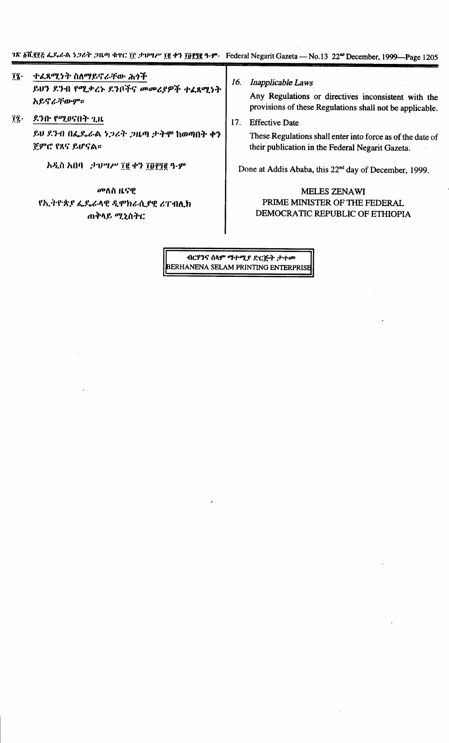፲፮· ተፈጻሚነት ስለማይኖራቸው ሕጎች

ይህን ደንብ የሚቃረኑ ደንቦችና መመሪያዎች ተፈጻሚነት አይኖራቸውም።

፲፯· ደንቡ የሚፀናበት ጊዜ

ይህ ደንብ በፌዴራል ነጋሪት ጋዜጣ ታትሞ ከወጣበት ቀን ጀምሮ የጸና ይሆናል።

አዲስ አበባ ታህሣሥ ፲፪ ቀን ፲፱፻፺፪ ዓ·ም

መለስ ዜናዊ
የኢትዮጵያ ፌዴራላዊ ዲሞክራሲያዊ ሪፐብሊክ
ጠቅላይ ሚኒስትር

16. *Inapplicable Laws*

Any Regulations or directives inconsistent with the provisions of these Regulations shall not be applicable.

17. Effective Date

These Regulations shall enter into force as of the date of their publication in the Federal Negarit Gazeta.

Done at Addis Ababa, this 22nd day of December, 1999.

MELES ZENAWI
PRIME MINISTER OF THE FEDERAL
DEMOCRATIC REPUBLIC OF ETHIOPIA

ብርሃንና ሰላም ማተሚያ ድርጅት ታተመ
BERHANENA SELAM PRINTING ENTERPRISE